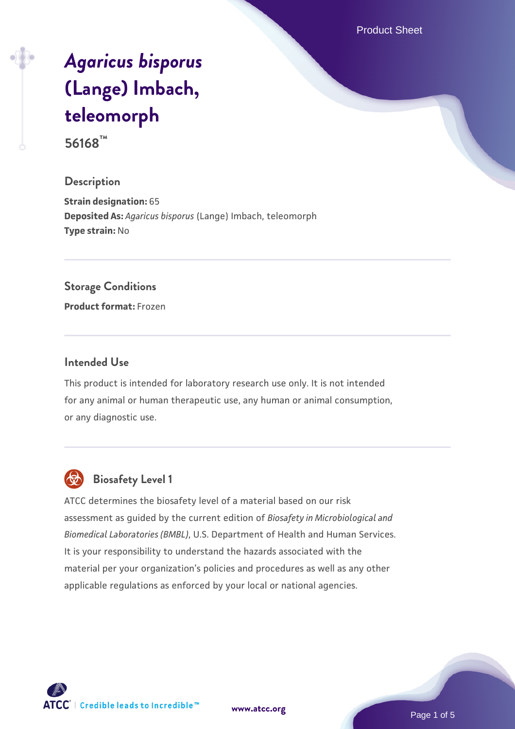# *Agaricus bisporus* (Lange) Imbach, teleomorph

**56168™**

## Description

**Strain designation:** 65
**Deposited As:** *Agaricus bisporus* (Lange) Imbach, teleomorph
**Type strain:** No

## Storage Conditions

**Product format:** Frozen

## Intended Use

This product is intended for laboratory research use only. It is not intended for any animal or human therapeutic use, any human or animal consumption, or any diagnostic use.

## Biosafety Level 1

ATCC determines the biosafety level of a material based on our risk assessment as guided by the current edition of *Biosafety in Microbiological and Biomedical Laboratories (BMBL)*, U.S. Department of Health and Human Services. It is your responsibility to understand the hazards associated with the material per your organization's policies and procedures as well as any other applicable regulations as enforced by your local or national agencies.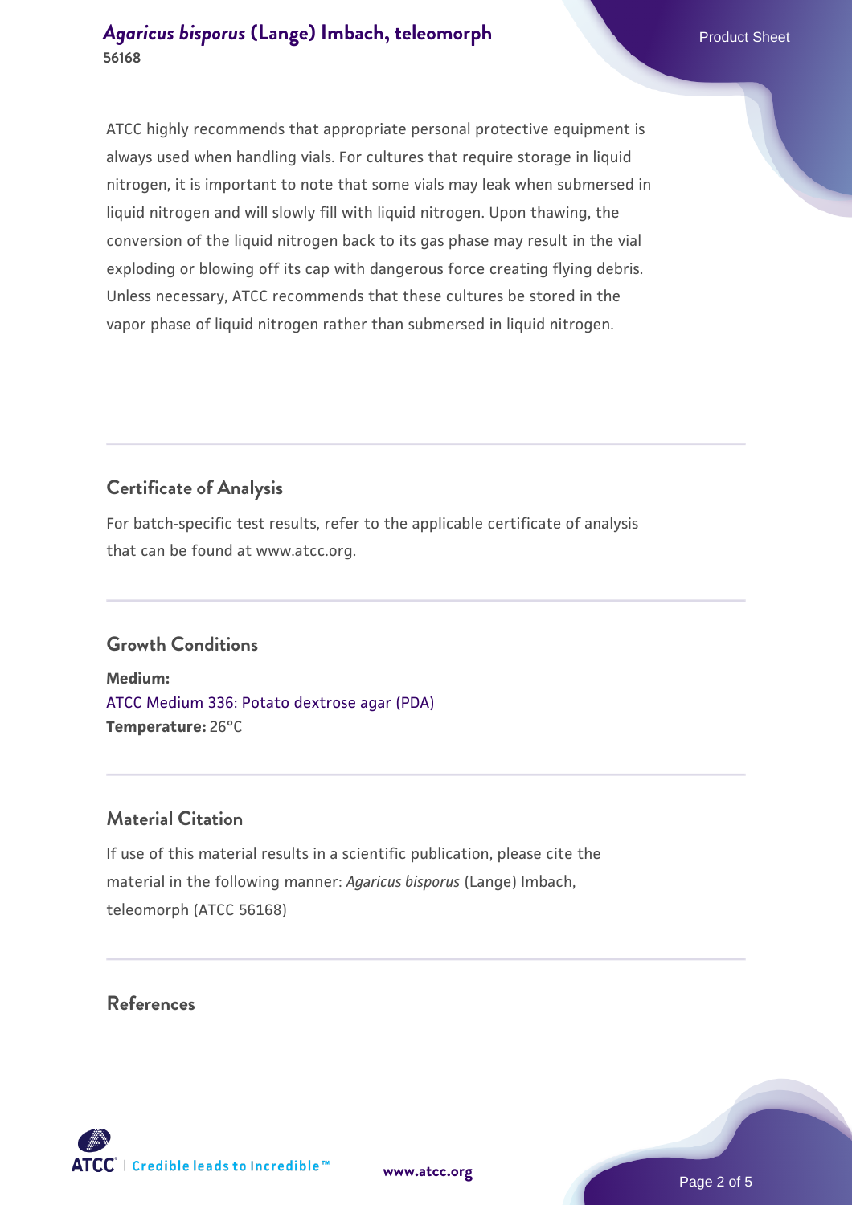ATCC highly recommends that appropriate personal protective equipment is always used when handling vials. For cultures that require storage in liquid nitrogen, it is important to note that some vials may leak when submersed in liquid nitrogen and will slowly fill with liquid nitrogen. Upon thawing, the conversion of the liquid nitrogen back to its gas phase may result in the vial exploding or blowing off its cap with dangerous force creating flying debris. Unless necessary, ATCC recommends that these cultures be stored in the vapor phase of liquid nitrogen rather than submersed in liquid nitrogen.

## Certificate of Analysis

For batch-specific test results, refer to the applicable certificate of analysis that can be found at www.atcc.org.

## Growth Conditions

**Medium:**
ATCC Medium 336: Potato dextrose agar (PDA)
**Temperature:** 26°C

## Material Citation

If use of this material results in a scientific publication, please cite the material in the following manner: *Agaricus bisporus* (Lange) Imbach, teleomorph (ATCC 56168)

## References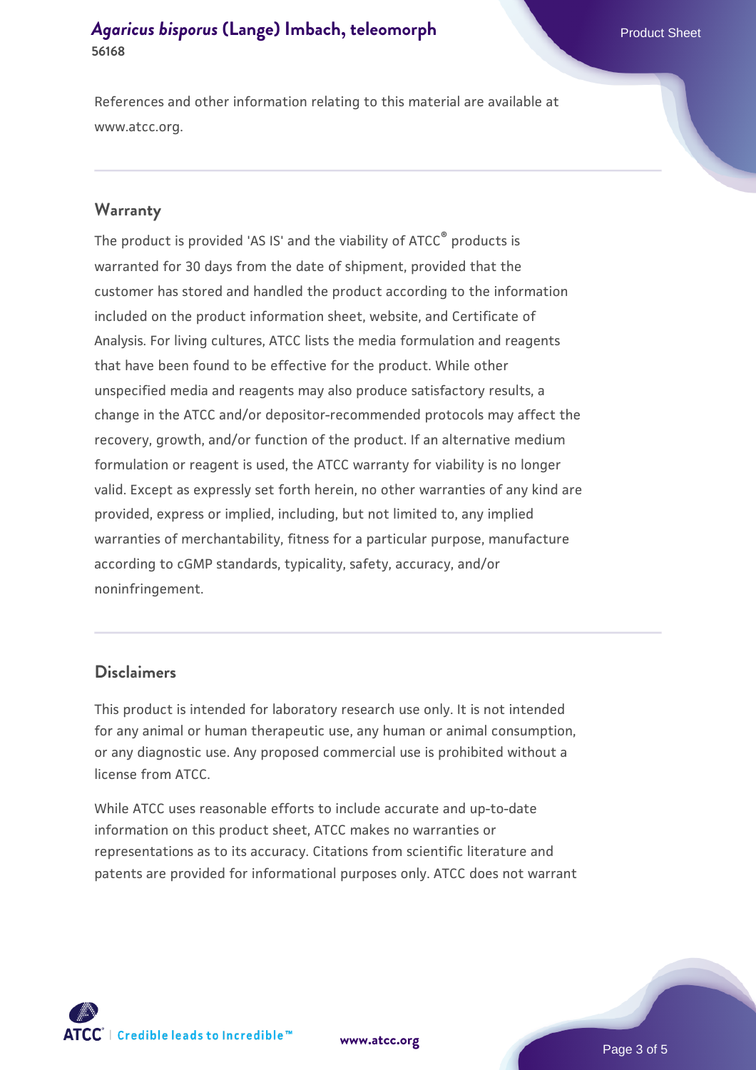References and other information relating to this material are available at www.atcc.org.

## Warranty

The product is provided 'AS IS' and the viability of ATCC® products is warranted for 30 days from the date of shipment, provided that the customer has stored and handled the product according to the information included on the product information sheet, website, and Certificate of Analysis. For living cultures, ATCC lists the media formulation and reagents that have been found to be effective for the product. While other unspecified media and reagents may also produce satisfactory results, a change in the ATCC and/or depositor-recommended protocols may affect the recovery, growth, and/or function of the product. If an alternative medium formulation or reagent is used, the ATCC warranty for viability is no longer valid. Except as expressly set forth herein, no other warranties of any kind are provided, express or implied, including, but not limited to, any implied warranties of merchantability, fitness for a particular purpose, manufacture according to cGMP standards, typicality, safety, accuracy, and/or noninfringement.

## Disclaimers

This product is intended for laboratory research use only. It is not intended for any animal or human therapeutic use, any human or animal consumption, or any diagnostic use. Any proposed commercial use is prohibited without a license from ATCC.

While ATCC uses reasonable efforts to include accurate and up-to-date information on this product sheet, ATCC makes no warranties or representations as to its accuracy. Citations from scientific literature and patents are provided for informational purposes only. ATCC does not warrant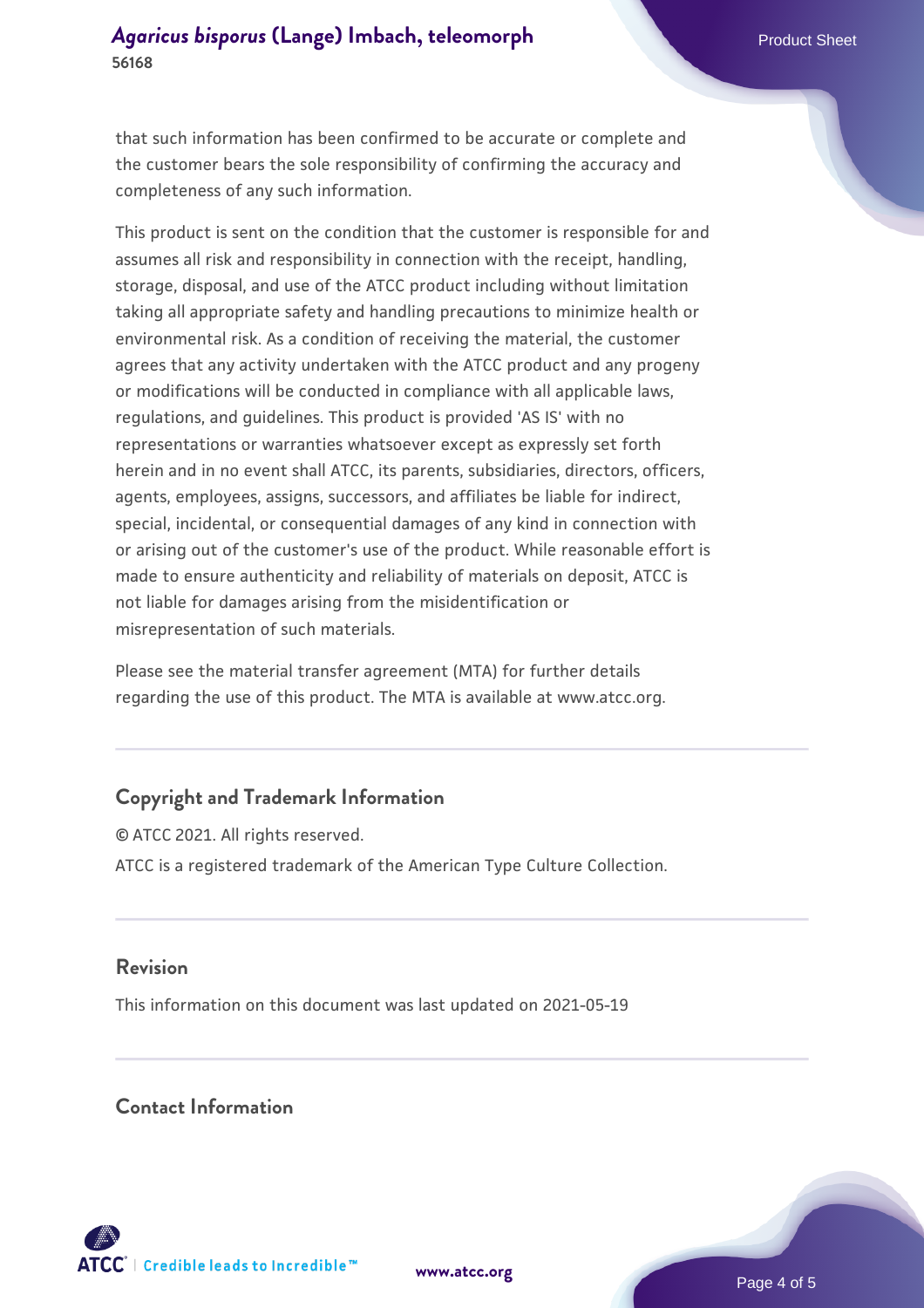that such information has been confirmed to be accurate or complete and the customer bears the sole responsibility of confirming the accuracy and completeness of any such information.

This product is sent on the condition that the customer is responsible for and assumes all risk and responsibility in connection with the receipt, handling, storage, disposal, and use of the ATCC product including without limitation taking all appropriate safety and handling precautions to minimize health or environmental risk. As a condition of receiving the material, the customer agrees that any activity undertaken with the ATCC product and any progeny or modifications will be conducted in compliance with all applicable laws, regulations, and guidelines. This product is provided 'AS IS' with no representations or warranties whatsoever except as expressly set forth herein and in no event shall ATCC, its parents, subsidiaries, directors, officers, agents, employees, assigns, successors, and affiliates be liable for indirect, special, incidental, or consequential damages of any kind in connection with or arising out of the customer's use of the product. While reasonable effort is made to ensure authenticity and reliability of materials on deposit, ATCC is not liable for damages arising from the misidentification or misrepresentation of such materials.

Please see the material transfer agreement (MTA) for further details regarding the use of this product. The MTA is available at www.atcc.org.

## Copyright and Trademark Information

© ATCC 2021. All rights reserved.

ATCC is a registered trademark of the American Type Culture Collection.

## Revision

This information on this document was last updated on 2021-05-19

## Contact Information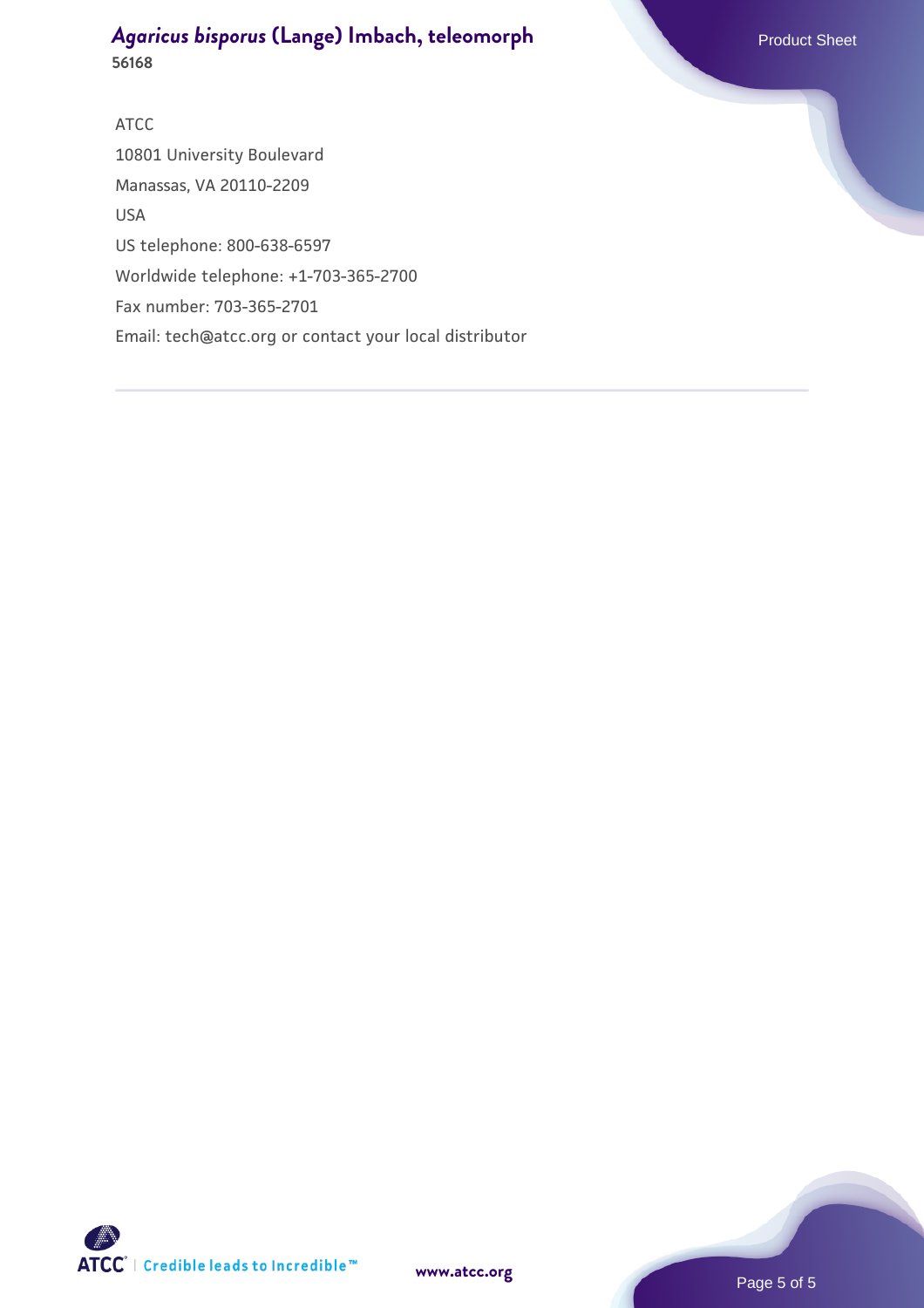ATCC

10801 University Boulevard

Manassas, VA 20110-2209

USA

US telephone: 800-638-6597

Worldwide telephone: +1-703-365-2700

Fax number: 703-365-2701

Email: tech@atcc.org or contact your local distributor